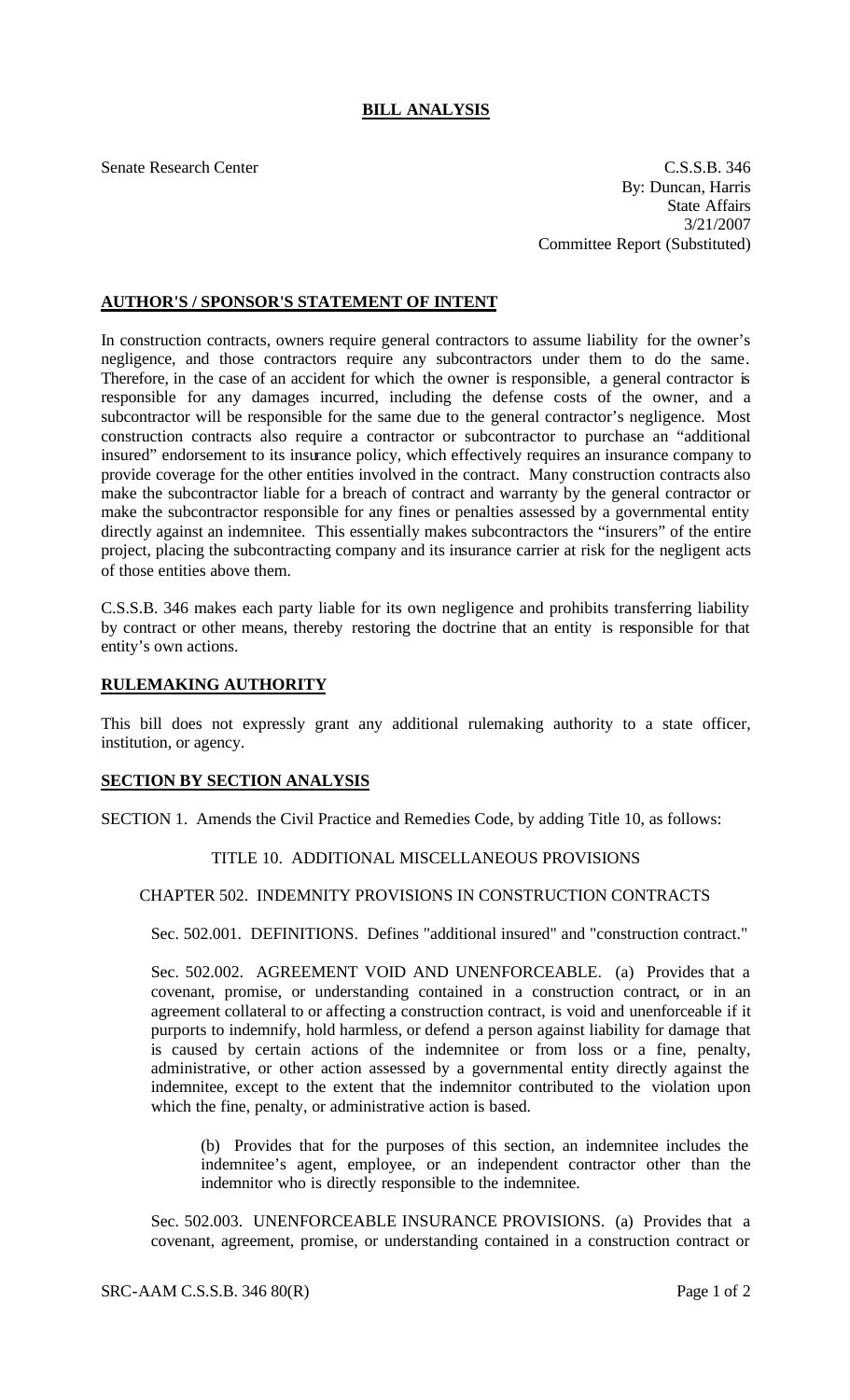# BILL ANALYSIS

Senate Research Center

C.S.S.B. 346
By: Duncan, Harris
State Affairs
3/21/2007
Committee Report (Substituted)

## AUTHOR'S / SPONSOR'S STATEMENT OF INTENT

In construction contracts, owners require general contractors to assume liability for the owner's negligence, and those contractors require any subcontractors under them to do the same. Therefore, in the case of an accident for which the owner is responsible, a general contractor is responsible for any damages incurred, including the defense costs of the owner, and a subcontractor will be responsible for the same due to the general contractor's negligence. Most construction contracts also require a contractor or subcontractor to purchase an "additional insured" endorsement to its insurance policy, which effectively requires an insurance company to provide coverage for the other entities involved in the contract. Many construction contracts also make the subcontractor liable for a breach of contract and warranty by the general contractor or make the subcontractor responsible for any fines or penalties assessed by a governmental entity directly against an indemnitee. This essentially makes subcontractors the "insurers" of the entire project, placing the subcontracting company and its insurance carrier at risk for the negligent acts of those entities above them.

C.S.S.B. 346 makes each party liable for its own negligence and prohibits transferring liability by contract or other means, thereby restoring the doctrine that an entity is responsible for that entity's own actions.

## RULEMAKING AUTHORITY

This bill does not expressly grant any additional rulemaking authority to a state officer, institution, or agency.

## SECTION BY SECTION ANALYSIS

SECTION 1. Amends the Civil Practice and Remedies Code, by adding Title 10, as follows:

TITLE 10. ADDITIONAL MISCELLANEOUS PROVISIONS

CHAPTER 502. INDEMNITY PROVISIONS IN CONSTRUCTION CONTRACTS

Sec. 502.001. DEFINITIONS. Defines "additional insured" and "construction contract."

Sec. 502.002. AGREEMENT VOID AND UNENFORCEABLE. (a) Provides that a covenant, promise, or understanding contained in a construction contract, or in an agreement collateral to or affecting a construction contract, is void and unenforceable if it purports to indemnify, hold harmless, or defend a person against liability for damage that is caused by certain actions of the indemnitee or from loss or a fine, penalty, administrative, or other action assessed by a governmental entity directly against the indemnitee, except to the extent that the indemnitor contributed to the violation upon which the fine, penalty, or administrative action is based.

(b) Provides that for the purposes of this section, an indemnitee includes the indemnitee's agent, employee, or an independent contractor other than the indemnitor who is directly responsible to the indemnitee.

Sec. 502.003. UNENFORCEABLE INSURANCE PROVISIONS. (a) Provides that a covenant, agreement, promise, or understanding contained in a construction contract or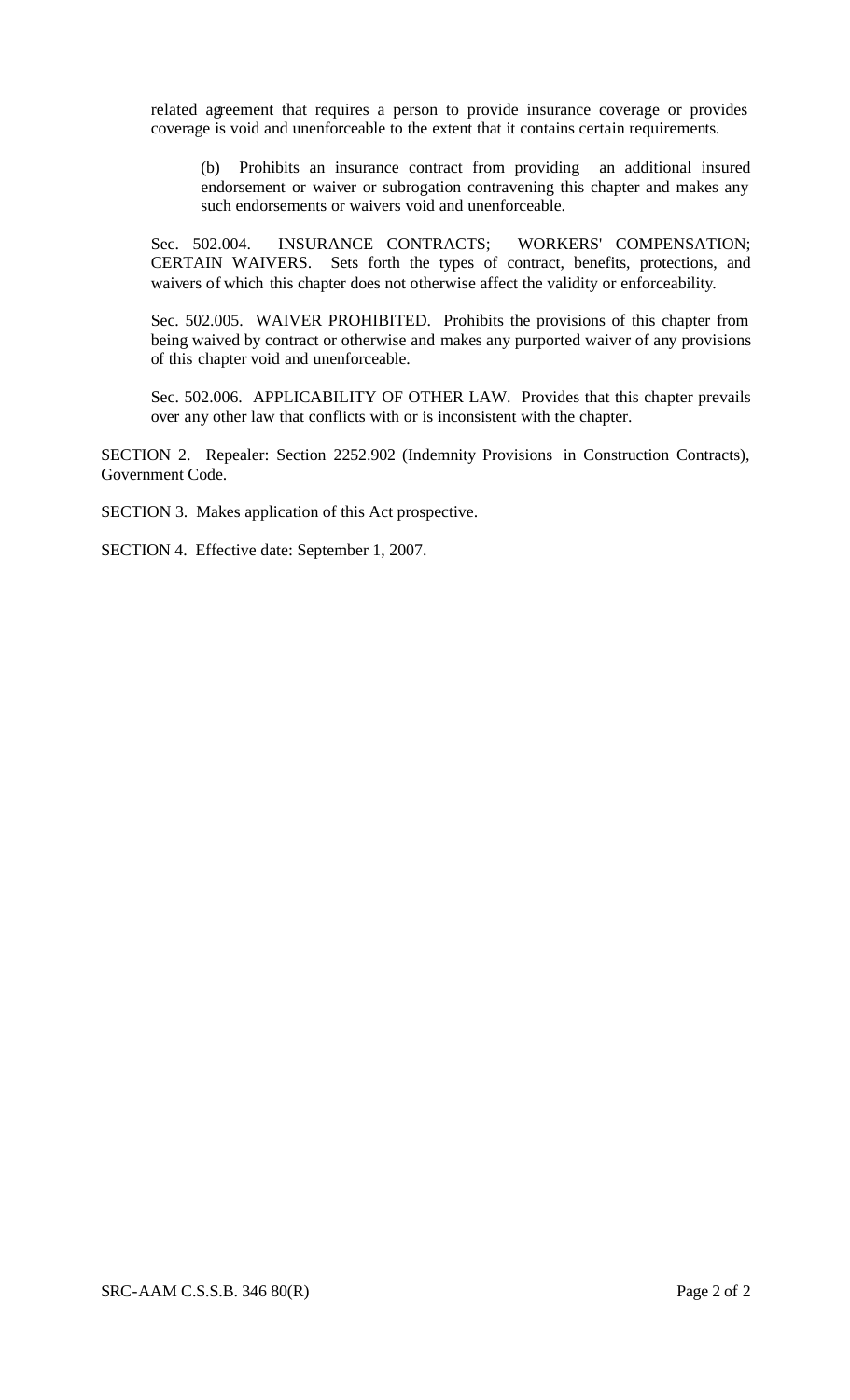related agreement that requires a person to provide insurance coverage or provides coverage is void and unenforceable to the extent that it contains certain requirements.

(b) Prohibits an insurance contract from providing an additional insured endorsement or waiver or subrogation contravening this chapter and makes any such endorsements or waivers void and unenforceable.

Sec. 502.004. INSURANCE CONTRACTS; WORKERS' COMPENSATION; CERTAIN WAIVERS. Sets forth the types of contract, benefits, protections, and waivers of which this chapter does not otherwise affect the validity or enforceability.

Sec. 502.005. WAIVER PROHIBITED. Prohibits the provisions of this chapter from being waived by contract or otherwise and makes any purported waiver of any provisions of this chapter void and unenforceable.

Sec. 502.006. APPLICABILITY OF OTHER LAW. Provides that this chapter prevails over any other law that conflicts with or is inconsistent with the chapter.

SECTION 2. Repealer: Section 2252.902 (Indemnity Provisions in Construction Contracts), Government Code.

SECTION 3. Makes application of this Act prospective.

SECTION 4. Effective date: September 1, 2007.